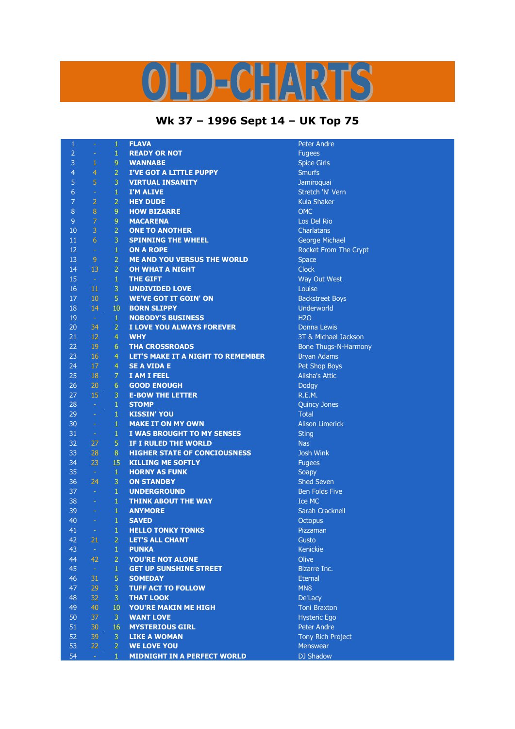# OLD-CHARTS

## Wk 37 – 1996 Sept 14 – UK Top 75

| | | | | |
|---|---|---|---|---|
| 1 | - | 1 | FLAVA | Peter Andre |
| 2 | - | 1 | READY OR NOT | Fugees |
| 3 | 1 | 9 | WANNABE | Spice Girls |
| 4 | 4 | 2 | I'VE GOT A LITTLE PUPPY | Smurfs |
| 5 | 5 | 3 | VIRTUAL INSANITY | Jamiroquai |
| 6 | - | 1 | I'M ALIVE | Stretch 'N' Vern |
| 7 | 2 | 2 | HEY DUDE | Kula Shaker |
| 8 | 8 | 9 | HOW BIZARRE | OMC |
| 9 | 7 | 9 | MACARENA | Los Del Rio |
| 10 | 3 | 2 | ONE TO ANOTHER | Charlatans |
| 11 | 6 | 3 | SPINNING THE WHEEL | George Michael |
| 12 | - | 1 | ON A ROPE | Rocket From The Crypt |
| 13 | 9 | 2 | ME AND YOU VERSUS THE WORLD | Space |
| 14 | 13 | 2 | OH WHAT A NIGHT | Clock |
| 15 | - | 1 | THE GIFT | Way Out West |
| 16 | 11 | 3 | UNDIVIDED LOVE | Louise |
| 17 | 10 | 5 | WE'VE GOT IT GOIN' ON | Backstreet Boys |
| 18 | 14 | 10 | BORN SLIPPY | Underworld |
| 19 | - | 1 | NOBODY'S BUSINESS | H2O |
| 20 | 34 | 2 | I LOVE YOU ALWAYS FOREVER | Donna Lewis |
| 21 | 12 | 4 | WHY | 3T & Michael Jackson |
| 22 | 19 | 6 | THA CROSSROADS | Bone Thugs-N-Harmony |
| 23 | 16 | 4 | LET'S MAKE IT A NIGHT TO REMEMBER | Bryan Adams |
| 24 | 17 | 4 | SE A VIDA E | Pet Shop Boys |
| 25 | 18 | 7 | I AM I FEEL | Alisha's Attic |
| 26 | 20 | 6 | GOOD ENOUGH | Dodgy |
| 27 | 15 | 3 | E-BOW THE LETTER | R.E.M. |
| 28 | - | 1 | STOMP | Quincy Jones |
| 29 | - | 1 | KISSIN' YOU | Total |
| 30 | - | 1 | MAKE IT ON MY OWN | Alison Limerick |
| 31 | - | 1 | I WAS BROUGHT TO MY SENSES | Sting |
| 32 | 27 | 5 | IF I RULED THE WORLD | Nas |
| 33 | 28 | 8 | HIGHER STATE OF CONCIOUSNESS | Josh Wink |
| 34 | 23 | 15 | KILLING ME SOFTLY | Fugees |
| 35 | - | 1 | HORNY AS FUNK | Soapy |
| 36 | 24 | 3 | ON STANDBY | Shed Seven |
| 37 | - | 1 | UNDERGROUND | Ben Folds Five |
| 38 | - | 1 | THINK ABOUT THE WAY | Ice MC |
| 39 | - | 1 | ANYMORE | Sarah Cracknell |
| 40 | - | 1 | SAVED | Octopus |
| 41 | - | 1 | HELLO TONKY TONKS | Pizzaman |
| 42 | 21 | 2 | LET'S ALL CHANT | Gusto |
| 43 | - | 1 | PUNKA | Kenickie |
| 44 | 42 | 2 | YOU'RE NOT ALONE | Olive |
| 45 | - | 1 | GET UP SUNSHINE STREET | Bizarre Inc. |
| 46 | 31 | 5 | SOMEDAY | Eternal |
| 47 | 29 | 3 | TUFF ACT TO FOLLOW | MN8 |
| 48 | 32 | 3 | THAT LOOK | De'Lacy |
| 49 | 40 | 10 | YOU'RE MAKIN ME HIGH | Toni Braxton |
| 50 | 37 | 3 | WANT LOVE | Hysteric Ego |
| 51 | 30 | 16 | MYSTERIOUS GIRL | Peter Andre |
| 52 | 39 | 3 | LIKE A WOMAN | Tony Rich Project |
| 53 | 22 | 2 | WE LOVE YOU | Menswear |
| 54 | - | 1 | MIDNIGHT IN A PERFECT WORLD | DJ Shadow |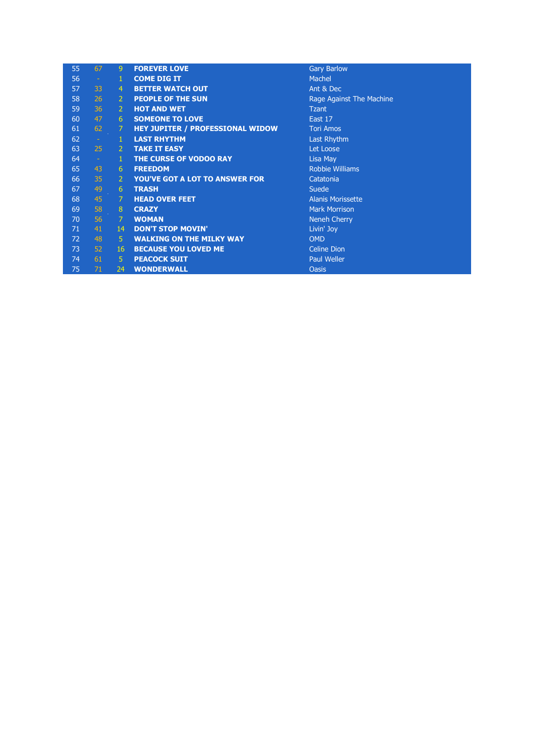| | | | | |
|---|---|---|---|---|
| 55 | 67 | 9 | FOREVER LOVE | Gary Barlow |
| 56 | - | 1 | COME DIG IT | Machel |
| 57 | 33 | 4 | BETTER WATCH OUT | Ant & Dec |
| 58 | 26 | 2 | PEOPLE OF THE SUN | Rage Against The Machine |
| 59 | 36 | 2 | HOT AND WET | Tzant |
| 60 | 47 | 6 | SOMEONE TO LOVE | East 17 |
| 61 | 62 | 7 | HEY JUPITER / PROFESSIONAL WIDOW | Tori Amos |
| 62 | - | 1 | LAST RHYTHM | Last Rhythm |
| 63 | 25 | 2 | TAKE IT EASY | Let Loose |
| 64 | - | 1 | THE CURSE OF VODOO RAY | Lisa May |
| 65 | 43 | 6 | FREEDOM | Robbie Williams |
| 66 | 35 | 2 | YOU'VE GOT A LOT TO ANSWER FOR | Catatonia |
| 67 | 49 | 6 | TRASH | Suede |
| 68 | 45 | 7 | HEAD OVER FEET | Alanis Morissette |
| 69 | 58 | 8 | CRAZY | Mark Morrison |
| 70 | 56 | 7 | WOMAN | Neneh Cherry |
| 71 | 41 | 14 | DON'T STOP MOVIN' | Livin' Joy |
| 72 | 48 | 5 | WALKING ON THE MILKY WAY | OMD |
| 73 | 52 | 16 | BECAUSE YOU LOVED ME | Celine Dion |
| 74 | 61 | 5 | PEACOCK SUIT | Paul Weller |
| 75 | 71 | 24 | WONDERWALL | Oasis |